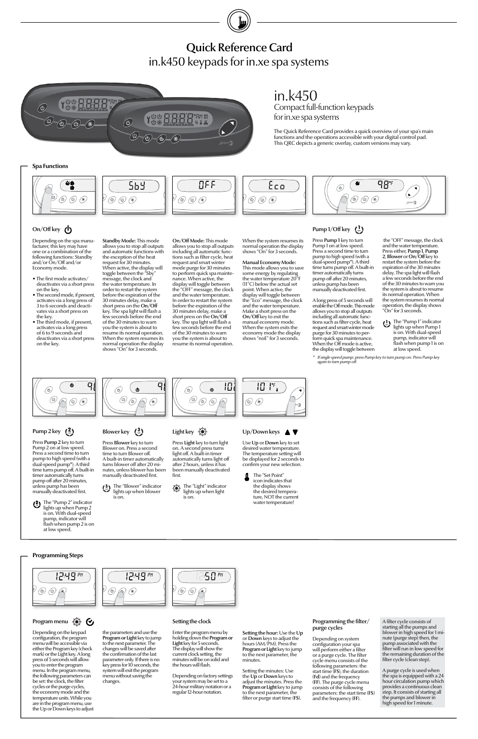# Quick Reference Card

## in.k450 keypads for in.xe spa systems

# in.k450

Compact full-function keypads for in.xe spa systems

The Quick Reference Card provides a quick overview of your spa's main functions and the operations accessible with your digital control pad. This QRC depicts a generic overlay, custom versions may vary.

## Spa Functions

### On/Off key

Depending on the spa manufacturer, this key may have one or a combination of the following functions: Standby and/or On/Off and/or Economy mode.

- The first mode activates/deactivates via a short press on the key.
- The second mode, if present, activates via a long press of 3 to 6 seconds and deactivates via a short press on the key.
- The third mode, if present, activates via a long press of 6 to 9 seconds and deactivates via a short press on the key.

**Standby Mode:** This mode allows you to stop all outputs and automatic functions with the exception of the heat request for 30 minutes. When active, the display will toggle between the "Sby" message, the clock and the water temperature. In order to restart the system before the expiration of the 30 minutes delay, make a short press on the **On/Off** key. The spa light will flash a few seconds before the end of the 30 minutes to warn you the system is about to resume its normal operation. When the system resumes its normal operation the display shows "On" for 3 seconds.

**On/Off Mode:** This mode allows you to stop all outputs including all automatic functions such as filter cycle, heat request and smart winter mode purge for 30 minutes to perform quick spa maintenance. When active, the display will toggle between the "OFF" message, the clock and the water temperature. In order to restart the system before the expiration of the 30 minutes delay, make a short press on the **On/Off** key. The spa light will flash a few seconds before the end of the 30 minutes to warn you the system is about to resume its normal operation.

When the system resumes its normal operation the display shows "On" for 3 seconds.

**Manual Economy Mode:** This mode allows you to save some energy by regulating the water temperature 20°F (11°C) below the actual set point. When active, the display will toggle between the "Eco" message, the clock and the water temperature. Make a short press on the **On/Off** key to exit the manual economy mode. When the system exits the economy mode the display shows "noE" for 3 seconds.

### Pump 1/Off key

Press **Pump 1** key to turn Pump 1 on at low speed. Press a second time to turn pump to high speed (with a dual-speed pump*). A third time turns pump off. A built-in timer automatically turns pump off after 20 minutes, unless pump has been manually deactivated first.

A long press of 5 seconds will enable the Off mode. This mode allows you to stop all outputs including all automatic functions such as filter cycle, heat request and smart winter mode purge for 30 minutes to perform quick spa maintenance. When the Off mode is active, the display will toggle between the "OFF" message, the clock and the water temperature. Press either, **Pump 1**, **Pump 2**, **Blower** or **On/Off** key to restart the system before the expiration of the 30 minutes delay. The spa light will flash a few seconds before the end of the 30 minutes to warn you the system is about to resume its normal operation. When the system resumes its normal operation, the display shows "On" for 3 seconds.

The "Pump 1" indicator lights up when Pump 1 is on. With dual-speed pump, indicator will flash when pump 1 is on at low speed.

*\* If single speed pump: press Pump key to turn pump on. Press Pump key again to turn pump off.*

### Pump 2 key

Press **Pump 2** key to turn Pump 2 on at low speed. Press a second time to turn pump to high speed (with a dual-speed pump*). A third time turns pump off. A built-in timer automatically turns pump off after 20 minutes, unless pump has been manually deactivated first.

The "Pump 2" indicator lights up when Pump 2 is on. With dual-speed pump, indicator will flash when pump 2 is on at low speed.

### Blower key

Press **Blower** key to turn Blower on. Press a second time to turn Blower off. A built-in timer automatically turns blower off after 20 minutes, unless blower has been manually deactivated first.

The "Blower" indicator lights up when blower is on.

### Light key

Press **Light** key to turn light on. A second press turns light off. A built-in timer automatically turns light off after 2 hours, unless it has been manually deactivated first.

The "Light" indicator lights up when light is on.

### Up/Down keys

Use **Up** or **Down** key to set desired water temperature. The temperature setting will be displayed for 2 seconds to confirm your new selection.

The "Set Point" icon indicates that the display shows the desired temperature, NOT the current water temperature!

## Programming Steps

### Program menu

Depending on the keypad configuration, the program menu will be accessible via either the Program key (check mark) or the Light key. A long press of 5 seconds will allow you to enter the program menu. In the program menu, the following parameters can be set: the clock, the filter cycles or the purge cycles, the economy mode and the temperature units. While you are in the program menu, use the Up or Down keys to adjust the parameters and use the **Program or Light** key to jump to the next parameter. The changes will be saved after the confirmation of the last parameter only. If there is no key press for 10 seconds, the system will exit the program menu without saving the changes.

### Setting the clock

Enter the program menu by holding down the **Program or Light** key for 5 seconds. The display will show the current clock setting, the minutes will be on solid and the hours will flash.

Depending on factory settings your system may be set to a 24-hour military notation or a regular 12-hour notation.

**Setting the hour:** Use the **Up** or **Down** keys to adjust the hours (AM/PM). Press the **Program or Light** key to jump to the next parameter, the minutes.

Setting the minutes: Use the **Up** or **Down** keys to adjust the minutes. Press the **Program or Light** key to jump to the next parameter, the filter or purge start time (**FS**).

### Programming the filter/purge cycles

Depending on system configuration your spa will perform either a filter or a purge cycle. The filter cycle menu consists of the following parameters: the start time (**FS**), the duration (**Fd**) and the frequency (**FF**). The purge cycle menu consists of the following parameters: the start time (**FS**) and the frequency (**FF**).

A filter cycle consists of starting all the pumps and blower in high speed for 1 minute (purge step) then, the pump associated with the filter will run in low speed for the remaining duration of the filter cycle (clean step).

A purge cycle is used when the spa is equipped with a 24 hour circulation pump which provides a continuous clean step. It consists of starting all the pumps and blower in high speed for 1 minute.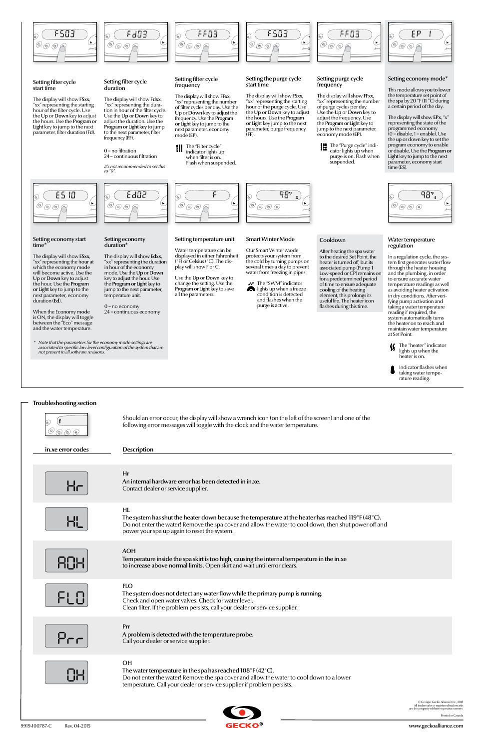### Setting filter cycle start time

The display will show **FSxx**, "xx" representing the starting hour of the filter cycle. Use the **Up** or **Down** key to adjust the hours. Use the **Program or Light** key to jump to the next parameter, filter duration (**Fd**).

### Setting filter cycle duration

The display will show **Fdxx**, "xx" representing the duration in hour of the filter cycle. Use the **Up** or **Down** key to adjust the duration. Use the **Program or Light** key to jump to the next parameter, filter frequency (**FF**).

0 = no filtration
24 = continuous filtration

*It's not recommended to set this to "0".*

### Setting filter cycle frequency

The display will show **FFxx**, "xx" representing the number of filter cycles per day. Use the **Up** or **Down** key to adjust the frequency. Use the **Program or Light** key to jump to the next parameter, economy mode (**EP**).

The "Filter cycle" indicator lights up when filter is on. Flash when suspended.

### Setting the purge cycle start time

The display will show **FSxx**, "xx" representing the starting hour of the purge cycle. Use the **Up** or **Down** key to adjust the hours. Use the **Program or Light** key jump to the next parameter, purge frequency (**FF**).

### Setting purge cycle frequency

The display will show **FFxx**, "xx" representing the number of purge cycles per day. Use the **Up** or **Down** key to adjust the frequency. Use the **Program or Light** key to jump to the next parameter, economy mode (**EP**).

The "Purge cycle" indicator lights up when purge is on. Flash when suspended.

### Setting economy mode*

This mode allows you to lower the temperature set point of the spa by 20 °F (11 °C) during a certain period of the day.

The display will show **EPx**, "x" representing the state of the programmed economy (0 = disable, 1 = enable). Use the up or down key to set the program economy to enable or disable. Use the **Program or Light** key to jump to the next parameter, economy start time (**ES**).

### Setting economy start time*

The display will show **ESxx**, "xx" representing the hour at which the economy mode will become active. Use the **Up** or **Down** key to adjust the hour. Use the **Program or Light** key to jump to the next parameter, economy duration (**Ed**).

When the Economy mode is ON, the display will toggle between the "Eco" message and the water temperature.

### Setting economy duration*

The display will show **Edxx**, "xx" representing the duration in hour of the economy mode. Use the **Up** or **Down** key to adjust the hour. Use the **Program or Light** key to jump to the next parameter, temperature unit.

0 = no economy
24 = continuous economy

\* *Note that the parameters for the economy mode settings are associated to specific low level configuration of the system that are not present in all software revisions.*

### Setting temperature unit

Water temperature can be displayed in either Fahrenheit (°F) or Celsius (°C). The display will show F or C.

Use the **Up** or **Down** key to change the setting. Use the **Program or Light** key to save all the parameters.

### Smart Winter Mode

Our Smart Winter Mode protects your system from the cold by turning pumps on several times a day to prevent water from freezing in pipes.

The "SWM" indicator lights up when a freeze condition is detected and flashes when the purge is active.

### Cooldown

After heating the spa water to the desired Set Point, the heater is turned off, but its associated pump (Pump 1 Low-speed or CP) remains on for a predetermined period of time to ensure adequate cooling of the heating element, this prolongs its useful life. The heater icon flashes during this time.

### Water temperature regulation

In a regulation cycle, the system first generates water flow through the heater housing and the plumbing, in order to ensure accurate water temperature readings as well as avoiding heater activation in dry conditions. After verifying pump activation and taking a water temperature reading if required, the system automatically turns the heater on to reach and maintain water temperature at Set Point.

The "heater" indicator lights up when the heater is on.

Indicator flashes when taking water temperature reading.

## Troubleshooting section

Should an error occur, the display will show a wrench icon (on the left of the screen) and one of the following error messages will toggle with the clock and the water temperature.

| in.xe error codes | Description |
|---|---|
| Hr | Hr<br>**An internal hardware error has been detected in in.xe.**<br>Contact dealer or service supplier. |
| HL | HL<br>**The system has shut the heater down because the temperature at the heater has reached 119°F (48°C).**<br>Do not enter the water! Remove the spa cover and allow the water to cool down, then shut power off and power your spa up again to reset the system. |
| AOH | AOH<br>**Temperature inside the spa skirt is too high, causing the internal temperature in the in.xe to increase above normal limits.** Open skirt and wait until error clears. |
| FLO | FLO<br>**The system does not detect any water flow while the primary pump is running.**<br>Check and open water valves. Check for water level.<br>Clean filter. If the problem persists, call your dealer or service supplier. |
| Prr | Prr<br>**A problem is detected with the temperature probe.**<br>Call your dealer or service supplier. |
| OH | OH<br>**The water temperature in the spa has reached 108°F (42°C).**<br>Do not enter the water! Remove the spa cover and allow the water to cool down to a lower temperature. Call your dealer or service supplier if problem persists. |

© Groupe Gecko Alliance Inc., 2015
All trademarks or registered trademarks are the property of their respective owners.

Printed in Canada

9919-100787-C Rev. 04-2015

GECKO®

www.geckoalliance.com